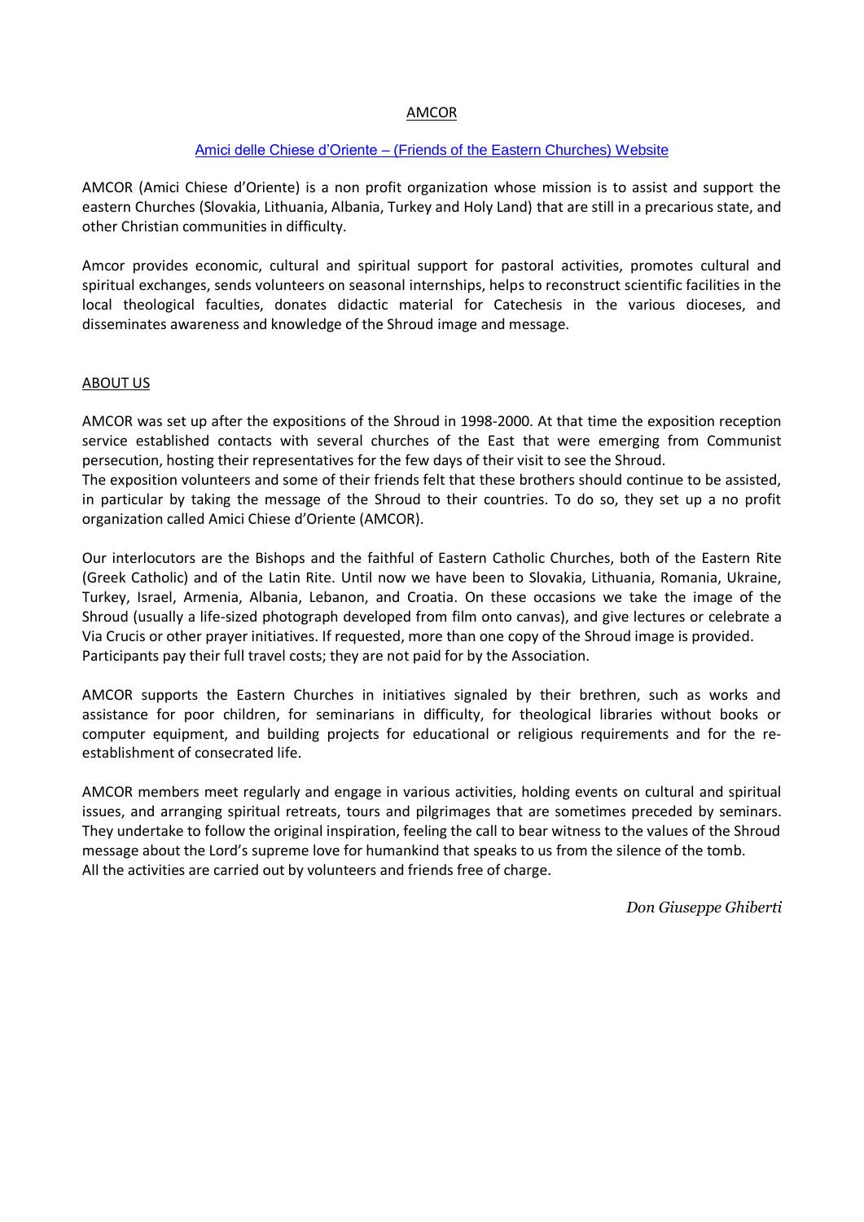# AMCOR

[Amici delle Chiese d'Oriente – (Friends of the Eastern Churches) Website]

AMCOR (Amici Chiese d'Oriente) is a non profit organization whose mission is to assist and support the eastern Churches (Slovakia, Lithuania, Albania, Turkey and Holy Land) that are still in a precarious state, and other Christian communities in difficulty.

Amcor provides economic, cultural and spiritual support for pastoral activities, promotes cultural and spiritual exchanges, sends volunteers on seasonal internships, helps to reconstruct scientific facilities in the local theological faculties, donates didactic material for Catechesis in the various dioceses, and disseminates awareness and knowledge of the Shroud image and message.

## ABOUT US

AMCOR was set up after the expositions of the Shroud in 1998-2000. At that time the exposition reception service established contacts with several churches of the East that were emerging from Communist persecution, hosting their representatives for the few days of their visit to see the Shroud.
The exposition volunteers and some of their friends felt that these brothers should continue to be assisted, in particular by taking the message of the Shroud to their countries. To do so, they set up a no profit organization called Amici Chiese d'Oriente (AMCOR).

Our interlocutors are the Bishops and the faithful of Eastern Catholic Churches, both of the Eastern Rite (Greek Catholic) and of the Latin Rite. Until now we have been to Slovakia, Lithuania, Romania, Ukraine, Turkey, Israel, Armenia, Albania, Lebanon, and Croatia. On these occasions we take the image of the Shroud (usually a life-sized photograph developed from film onto canvas), and give lectures or celebrate a Via Crucis or other prayer initiatives. If requested, more than one copy of the Shroud image is provided.
Participants pay their full travel costs; they are not paid for by the Association.

AMCOR supports the Eastern Churches in initiatives signaled by their brethren, such as works and assistance for poor children, for seminarians in difficulty, for theological libraries without books or computer equipment, and building projects for educational or religious requirements and for the re-establishment of consecrated life.

AMCOR members meet regularly and engage in various activities, holding events on cultural and spiritual issues, and arranging spiritual retreats, tours and pilgrimages that are sometimes preceded by seminars. They undertake to follow the original inspiration, feeling the call to bear witness to the values of the Shroud message about the Lord's supreme love for humankind that speaks to us from the silence of the tomb.
All the activities are carried out by volunteers and friends free of charge.

*Don Giuseppe Ghiberti*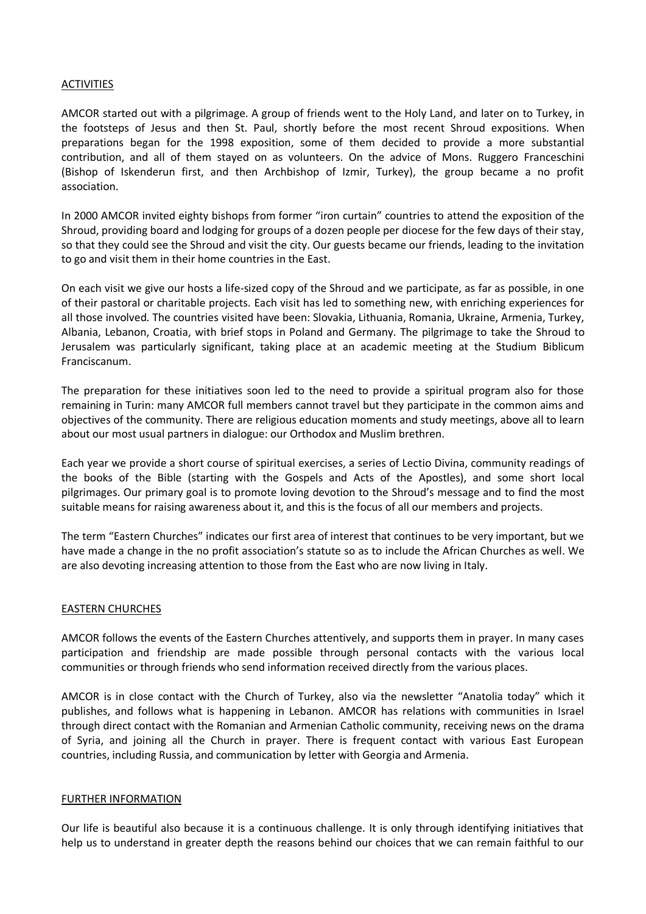## ACTIVITIES

AMCOR started out with a pilgrimage. A group of friends went to the Holy Land, and later on to Turkey, in the footsteps of Jesus and then St. Paul, shortly before the most recent Shroud expositions. When preparations began for the 1998 exposition, some of them decided to provide a more substantial contribution, and all of them stayed on as volunteers. On the advice of Mons. Ruggero Franceschini (Bishop of Iskenderun first, and then Archbishop of Izmir, Turkey), the group became a no profit association.

In 2000 AMCOR invited eighty bishops from former "iron curtain" countries to attend the exposition of the Shroud, providing board and lodging for groups of a dozen people per diocese for the few days of their stay, so that they could see the Shroud and visit the city. Our guests became our friends, leading to the invitation to go and visit them in their home countries in the East.

On each visit we give our hosts a life-sized copy of the Shroud and we participate, as far as possible, in one of their pastoral or charitable projects. Each visit has led to something new, with enriching experiences for all those involved. The countries visited have been: Slovakia, Lithuania, Romania, Ukraine, Armenia, Turkey, Albania, Lebanon, Croatia, with brief stops in Poland and Germany. The pilgrimage to take the Shroud to Jerusalem was particularly significant, taking place at an academic meeting at the Studium Biblicum Franciscanum.

The preparation for these initiatives soon led to the need to provide a spiritual program also for those remaining in Turin: many AMCOR full members cannot travel but they participate in the common aims and objectives of the community. There are religious education moments and study meetings, above all to learn about our most usual partners in dialogue: our Orthodox and Muslim brethren.

Each year we provide a short course of spiritual exercises, a series of Lectio Divina, community readings of the books of the Bible (starting with the Gospels and Acts of the Apostles), and some short local pilgrimages. Our primary goal is to promote loving devotion to the Shroud's message and to find the most suitable means for raising awareness about it, and this is the focus of all our members and projects.

The term "Eastern Churches" indicates our first area of interest that continues to be very important, but we have made a change in the no profit association's statute so as to include the African Churches as well. We are also devoting increasing attention to those from the East who are now living in Italy.

## EASTERN CHURCHES

AMCOR follows the events of the Eastern Churches attentively, and supports them in prayer. In many cases participation and friendship are made possible through personal contacts with the various local communities or through friends who send information received directly from the various places.

AMCOR is in close contact with the Church of Turkey, also via the newsletter "Anatolia today" which it publishes, and follows what is happening in Lebanon. AMCOR has relations with communities in Israel through direct contact with the Romanian and Armenian Catholic community, receiving news on the drama of Syria, and joining all the Church in prayer. There is frequent contact with various East European countries, including Russia, and communication by letter with Georgia and Armenia.

## FURTHER INFORMATION

Our life is beautiful also because it is a continuous challenge. It is only through identifying initiatives that help us to understand in greater depth the reasons behind our choices that we can remain faithful to our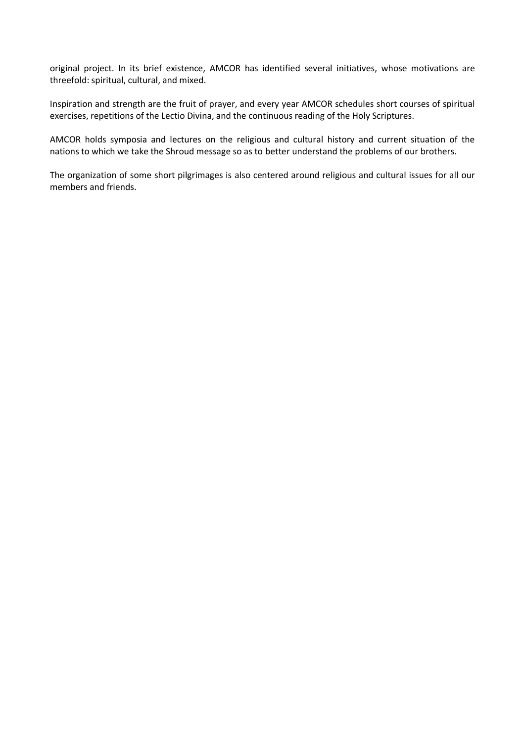original project. In its brief existence, AMCOR has identified several initiatives, whose motivations are threefold: spiritual, cultural, and mixed.

Inspiration and strength are the fruit of prayer, and every year AMCOR schedules short courses of spiritual exercises, repetitions of the Lectio Divina, and the continuous reading of the Holy Scriptures.

AMCOR holds symposia and lectures on the religious and cultural history and current situation of the nations to which we take the Shroud message so as to better understand the problems of our brothers.

The organization of some short pilgrimages is also centered around religious and cultural issues for all our members and friends.